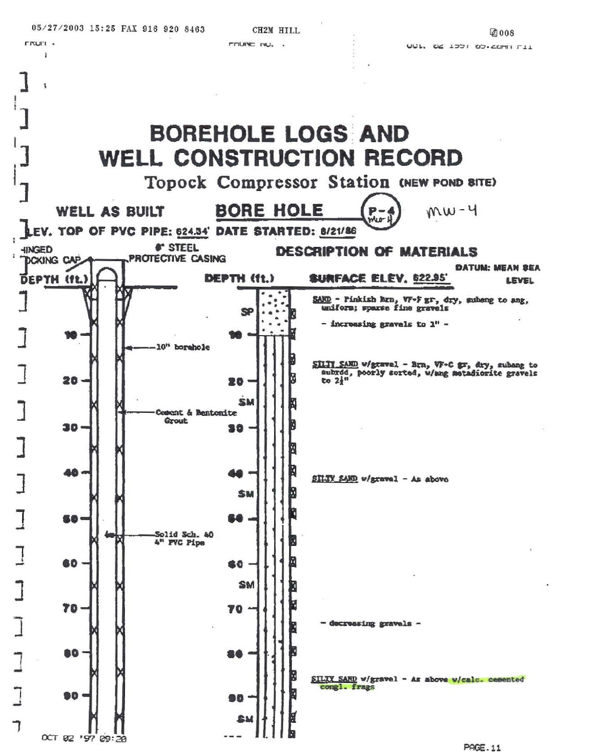# BOREHOLE LOGS AND WELL CONSTRUCTION RECORD

## Topock Compressor Station (NEW POND SITE)

**WELL AS BUILT** | **BORE HOLE** (P-4, MW-4) MW-4

**ELEV. TOP OF PVC PIPE:** 624.34' **DATE STARTED:** 8/21/86

HINGED LOCKING CAP — 6" STEEL PROTECTIVE CASING

- 10" borehole
- Cement & Bentonite Grout
- Solid Sch. 40 4" PVC Pipe

### DESCRIPTION OF MATERIALS

**SURFACE ELEV.** 622.95' — **DATUM: MEAN SEA LEVEL**

| Depth (ft.) | Class | Description |
|---|---|---|
| 0–10 | SP | SAND - Pinkish Brn, VF-F gr, dry, subang to ang, uniform; sparse fine gravels<br>- increasing gravels to 1" - |
| 10–40 | SM | SILTY SAND w/gravel - Brn, VF-C gr, dry, subang to subrdd, poorly sorted, w/ang metadiorite gravels to 2½" |
| 40–85 | SM | SILTY SAND w/gravel - As above<br>- decreasing gravels - |
| 85– | SM | SILTY SAND w/gravel - As above w/calc. cemented congl. frags |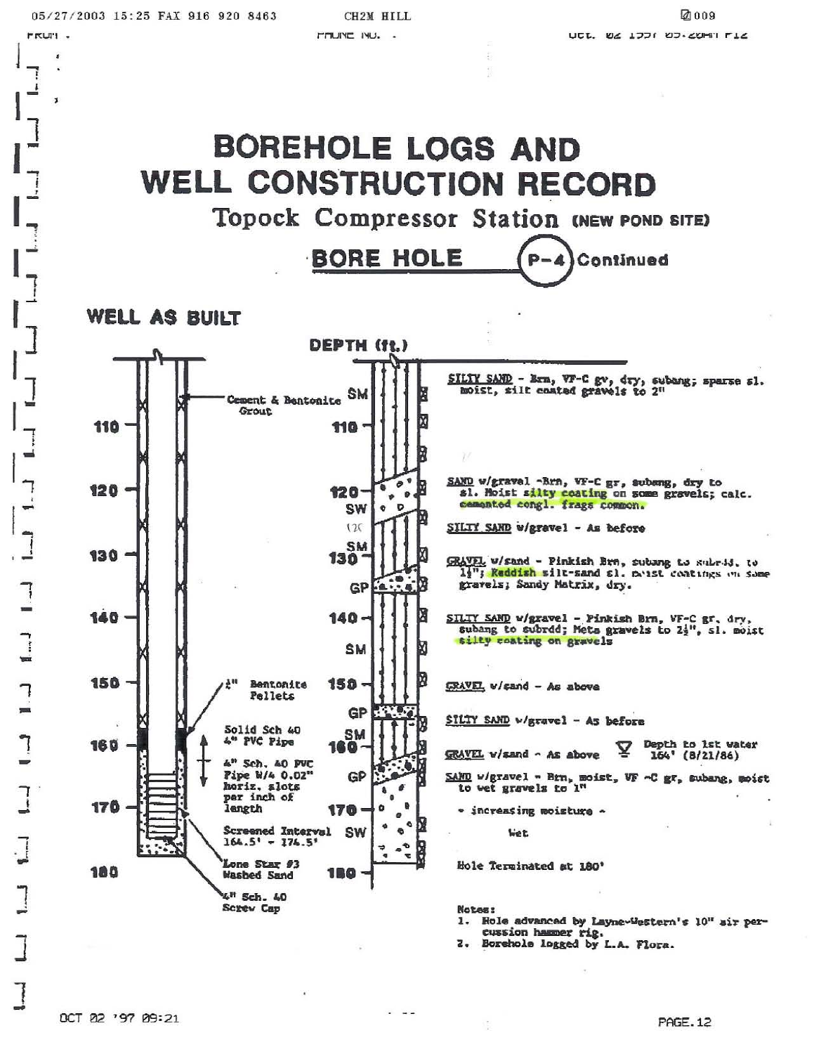# BOREHOLE LOGS AND WELL CONSTRUCTION RECORD

## Topock Compressor Station (NEW POND SITE)

### BORE HOLE P-4 Continued

**WELL AS BUILT**

DEPTH (ft.)

110
120
130
140
150
160
170
180

Cement & Bentonite Grout

½" Bentonite Pellets

Solid Sch 40 4" PVC Pipe

4" Sch. 40 PVC Pipe W/4 0.02" horiz. slots per inch of length

Screened Interval 164.5' - 174.5'

Lone Star #3 Washed Sand

4" Sch. 40 Screw Cap

SM — SILTY SAND - Brn, VF-C gv, dry, subang; sparse sl. moist, silt coated gravels to 2"

SW — SAND w/gravel - Brn, VF-C gr, subang, dry to sl. Moist silty coating on some gravels; calc. cemented congl. frags common.

SM — SILTY SAND w/gravel - As before

GP — GRAVEL w/sand - Pinkish Brn, subang to subrdd, to 1½"; Reddish silt-sand sl. moist coatings on some gravels; Sandy Matrix, dry.

SM — SILTY SAND w/gravel - Pinkish Brn, VF-C gr, dry, subang to subrdd; Meta gravels to 2½", sl. moist silty coating on gravels

GP — GRAVEL w/sand - As above

SM — SILTY SAND w/gravel - As before

GP — GRAVEL w/sand - As above

Depth to 1st water 164' (8/21/86)

SW — SAND w/gravel - Brn, moist, VF -C gr, subang, moist to wet gravels to 1"

- increasing moisture -

Wet

Hole Terminated at 180'

Notes:
1. Hole advanced by Layne-Western's 10" air percussion hammer rig.
2. Borehole logged by L.A. Flora.